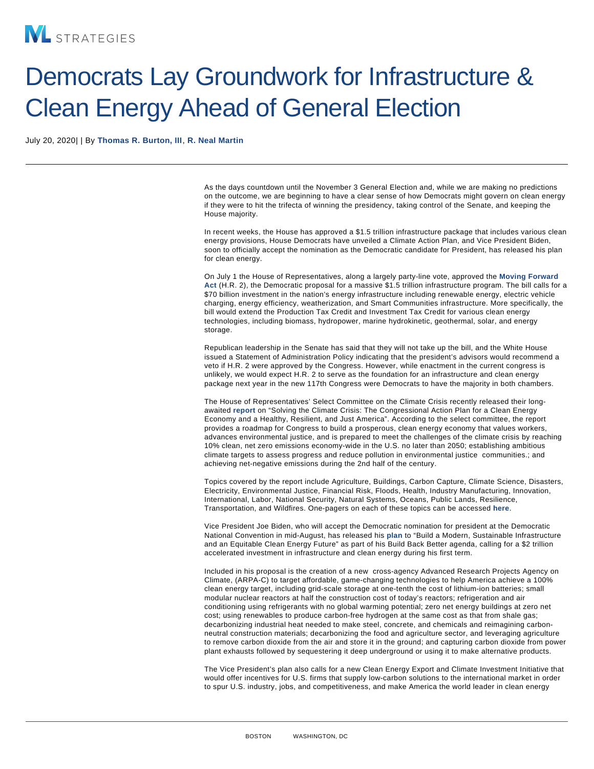ML STRATEGIES

# Democrats Lay Groundwork for Infrastructure & Clean Energy Ahead of General Election

July 20, 2020| | By **Thomas R. Burton, III**, **R. Neal Martin**

As the days countdown until the November 3 General Election and, while we are making no predictions on the outcome, we are beginning to have a clear sense of how Democrats might govern on clean energy if they were to hit the trifecta of winning the presidency, taking control of the Senate, and keeping the House majority.

In recent weeks, the House has approved a $1.5 trillion infrastructure package that includes various clean energy provisions, House Democrats have unveiled a Climate Action Plan, and Vice President Biden, soon to officially accept the nomination as the Democratic candidate for President, has released his plan for clean energy.

On July 1 the House of Representatives, along a largely party-line vote, approved the **Moving Forward Act** (H.R. 2), the Democratic proposal for a massive $1.5 trillion infrastructure program. The bill calls for a $70 billion investment in the nation's energy infrastructure including renewable energy, electric vehicle charging, energy efficiency, weatherization, and Smart Communities infrastructure. More specifically, the bill would extend the Production Tax Credit and Investment Tax Credit for various clean energy technologies, including biomass, hydropower, marine hydrokinetic, geothermal, solar, and energy storage.

Republican leadership in the Senate has said that they will not take up the bill, and the White House issued a Statement of Administration Policy indicating that the president's advisors would recommend a veto if H.R. 2 were approved by the Congress. However, while enactment in the current congress is unlikely, we would expect H.R. 2 to serve as the foundation for an infrastructure and clean energy package next year in the new 117th Congress were Democrats to have the majority in both chambers.

The House of Representatives' Select Committee on the Climate Crisis recently released their long-awaited **report** on "Solving the Climate Crisis: The Congressional Action Plan for a Clean Energy Economy and a Healthy, Resilient, and Just America". According to the select committee, the report provides a roadmap for Congress to build a prosperous, clean energy economy that values workers, advances environmental justice, and is prepared to meet the challenges of the climate crisis by reaching 10% clean, net zero emissions economy-wide in the U.S. no later than 2050; establishing ambitious climate targets to assess progress and reduce pollution in environmental justice communities.; and achieving net-negative emissions during the 2nd half of the century.

Topics covered by the report include Agriculture, Buildings, Carbon Capture, Climate Science, Disasters, Electricity, Environmental Justice, Financial Risk, Floods, Health, Industry Manufacturing, Innovation, International, Labor, National Security, Natural Systems, Oceans, Public Lands, Resilience, Transportation, and Wildfires. One-pagers on each of these topics can be accessed **here**.

Vice President Joe Biden, who will accept the Democratic nomination for president at the Democratic National Convention in mid-August, has released his **plan** to "Build a Modern, Sustainable Infrastructure and an Equitable Clean Energy Future" as part of his Build Back Better agenda, calling for a $2 trillion accelerated investment in infrastructure and clean energy during his first term.

Included in his proposal is the creation of a new cross-agency Advanced Research Projects Agency on Climate, (ARPA-C) to target affordable, game-changing technologies to help America achieve a 100% clean energy target, including grid-scale storage at one-tenth the cost of lithium-ion batteries; small modular nuclear reactors at half the construction cost of today's reactors; refrigeration and air conditioning using refrigerants with no global warming potential; zero net energy buildings at zero net cost; using renewables to produce carbon-free hydrogen at the same cost as that from shale gas; decarbonizing industrial heat needed to make steel, concrete, and chemicals and reimagining carbon-neutral construction materials; decarbonizing the food and agriculture sector, and leveraging agriculture to remove carbon dioxide from the air and store it in the ground; and capturing carbon dioxide from power plant exhausts followed by sequestering it deep underground or using it to make alternative products.

The Vice President's plan also calls for a new Clean Energy Export and Climate Investment Initiative that would offer incentives for U.S. firms that supply low-carbon solutions to the international market in order to spur U.S. industry, jobs, and competitiveness, and make America the world leader in clean energy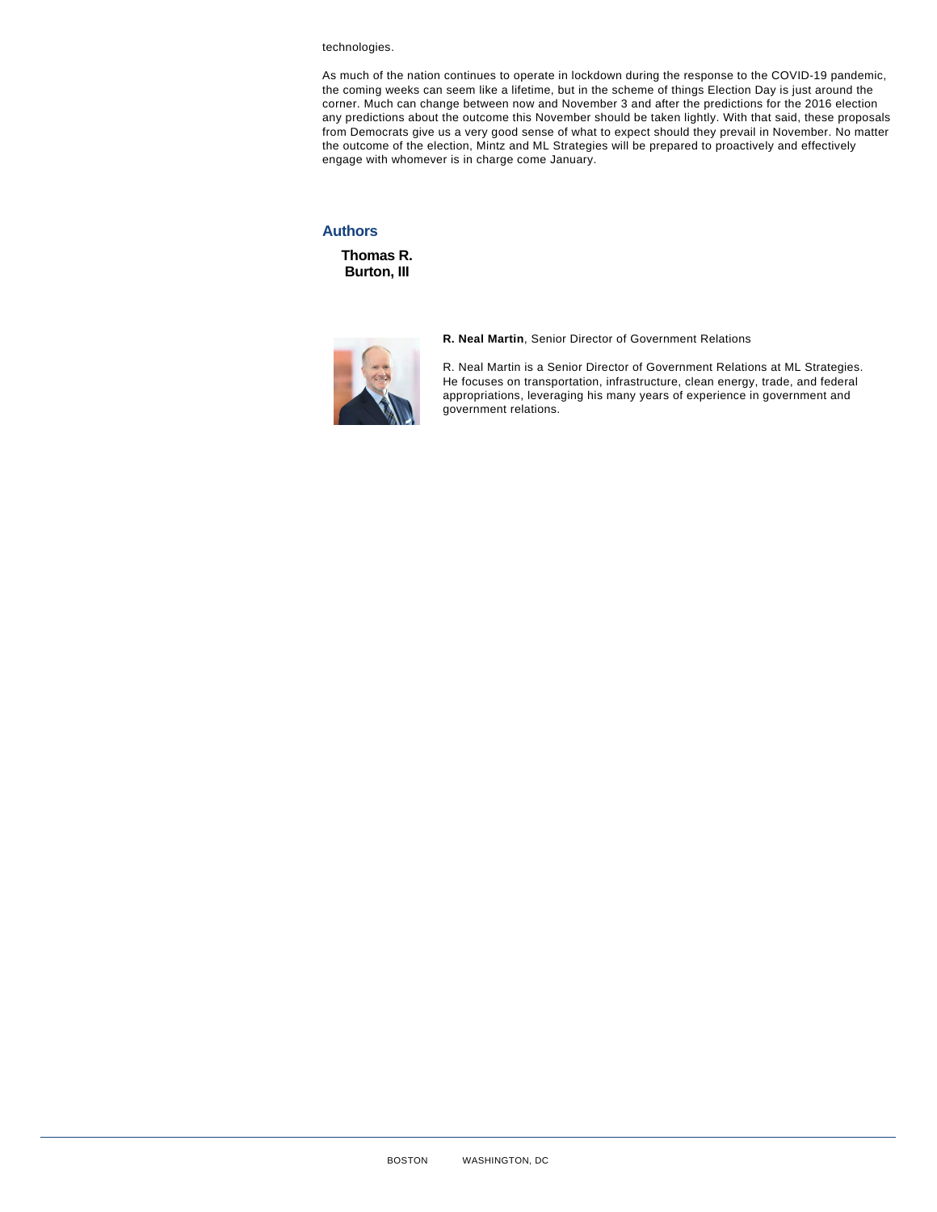technologies.

As much of the nation continues to operate in lockdown during the response to the COVID-19 pandemic, the coming weeks can seem like a lifetime, but in the scheme of things Election Day is just around the corner. Much can change between now and November 3 and after the predictions for the 2016 election any predictions about the outcome this November should be taken lightly. With that said, these proposals from Democrats give us a very good sense of what to expect should they prevail in November. No matter the outcome of the election, Mintz and ML Strategies will be prepared to proactively and effectively engage with whomever is in charge come January.

## Authors

**Thomas R. Burton, III**

**R. Neal Martin**, Senior Director of Government Relations

R. Neal Martin is a Senior Director of Government Relations at ML Strategies. He focuses on transportation, infrastructure, clean energy, trade, and federal appropriations, leveraging his many years of experience in government and government relations.

BOSTON WASHINGTON, DC